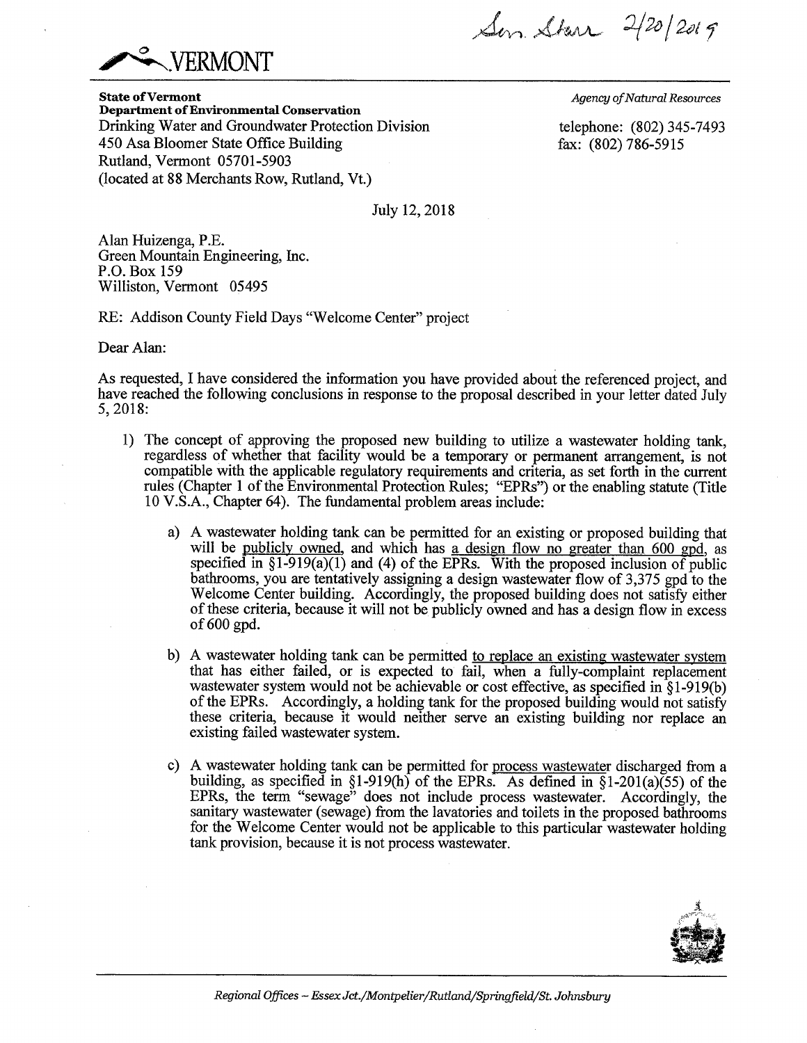Sen. Starr 2/20/2019

VERMONT

**State of Vermont**
**Department of Environmental Conservation**
Drinking Water and Groundwater Protection Division
450 Asa Bloomer State Office Building
Rutland, Vermont 05701-5903
(located at 88 Merchants Row, Rutland, Vt.)

*Agency of Natural Resources*

telephone: (802) 345-7493
fax: (802) 786-5915

July 12, 2018

Alan Huizenga, P.E.
Green Mountain Engineering, Inc.
P.O. Box 159
Williston, Vermont 05495

RE: Addison County Field Days "Welcome Center" project

Dear Alan:

As requested, I have considered the information you have provided about the referenced project, and have reached the following conclusions in response to the proposal described in your letter dated July 5, 2018:

1) The concept of approving the proposed new building to utilize a wastewater holding tank, regardless of whether that facility would be a temporary or permanent arrangement, is not compatible with the applicable regulatory requirements and criteria, as set forth in the current rules (Chapter 1 of the Environmental Protection Rules; "EPRs") or the enabling statute (Title 10 V.S.A., Chapter 64). The fundamental problem areas include:

    a) A wastewater holding tank can be permitted for an existing or proposed building that will be publicly owned, and which has a design flow no greater than 600 gpd, as specified in §1-919(a)(1) and (4) of the EPRs. With the proposed inclusion of public bathrooms, you are tentatively assigning a design wastewater flow of 3,375 gpd to the Welcome Center building. Accordingly, the proposed building does not satisfy either of these criteria, because it will not be publicly owned and has a design flow in excess of 600 gpd.

    b) A wastewater holding tank can be permitted to replace an existing wastewater system that has either failed, or is expected to fail, when a fully-complaint replacement wastewater system would not be achievable or cost effective, as specified in §1-919(b) of the EPRs. Accordingly, a holding tank for the proposed building would not satisfy these criteria, because it would neither serve an existing building nor replace an existing failed wastewater system.

    c) A wastewater holding tank can be permitted for process wastewater discharged from a building, as specified in §1-919(h) of the EPRs. As defined in §1-201(a)(55) of the EPRs, the term "sewage" does not include process wastewater. Accordingly, the sanitary wastewater (sewage) from the lavatories and toilets in the proposed bathrooms for the Welcome Center would not be applicable to this particular wastewater holding tank provision, because it is not process wastewater.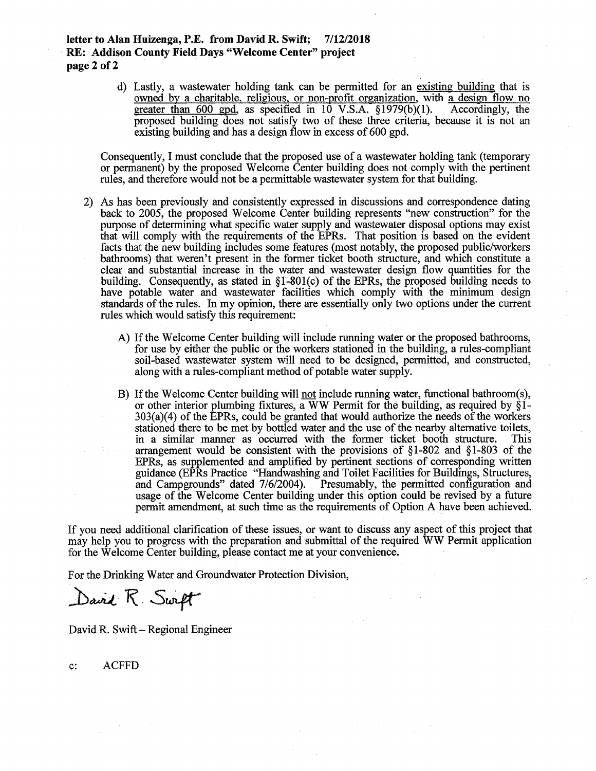d) Lastly, a wastewater holding tank can be permitted for an existing building that is owned by a charitable, religious, or non-profit organization, with a design flow no greater than 600 gpd, as specified in 10 V.S.A. §1979(b)(1). Accordingly, the proposed building does not satisfy two of these three criteria, because it is not an existing building and has a design flow in excess of 600 gpd.

Consequently, I must conclude that the proposed use of a wastewater holding tank (temporary or permanent) by the proposed Welcome Center building does not comply with the pertinent rules, and therefore would not be a permittable wastewater system for that building.

2) As has been previously and consistently expressed in discussions and correspondence dating back to 2005, the proposed Welcome Center building represents "new construction" for the purpose of determining what specific water supply and wastewater disposal options may exist that will comply with the requirements of the EPRs. That position is based on the evident facts that the new building includes some features (most notably, the proposed public/workers bathrooms) that weren't present in the former ticket booth structure, and which constitute a clear and substantial increase in the water and wastewater design flow quantities for the building. Consequently, as stated in §1-801(c) of the EPRs, the proposed building needs to have potable water and wastewater facilities which comply with the minimum design standards of the rules. In my opinion, there are essentially only two options under the current rules which would satisfy this requirement:

   A) If the Welcome Center building will include running water or the proposed bathrooms, for use by either the public or the workers stationed in the building, a rules-compliant soil-based wastewater system will need to be designed, permitted, and constructed, along with a rules-compliant method of potable water supply.

   B) If the Welcome Center building will not include running water, functional bathroom(s), or other interior plumbing fixtures, a WW Permit for the building, as required by §1-303(a)(4) of the EPRs, could be granted that would authorize the needs of the workers stationed there to be met by bottled water and the use of the nearby alternative toilets, in a similar manner as occurred with the former ticket booth structure. This arrangement would be consistent with the provisions of §1-802 and §1-803 of the EPRs, as supplemented and amplified by pertinent sections of corresponding written guidance (EPRs Practice "Handwashing and Toilet Facilities for Buildings, Structures, and Campgrounds" dated 7/6/2004). Presumably, the permitted configuration and usage of the Welcome Center building under this option could be revised by a future permit amendment, at such time as the requirements of Option A have been achieved.

If you need additional clarification of these issues, or want to discuss any aspect of this project that may help you to progress with the preparation and submittal of the required WW Permit application for the Welcome Center building, please contact me at your convenience.

For the Drinking Water and Groundwater Protection Division,

David R. Swift

David R. Swift – Regional Engineer

c: ACFFD